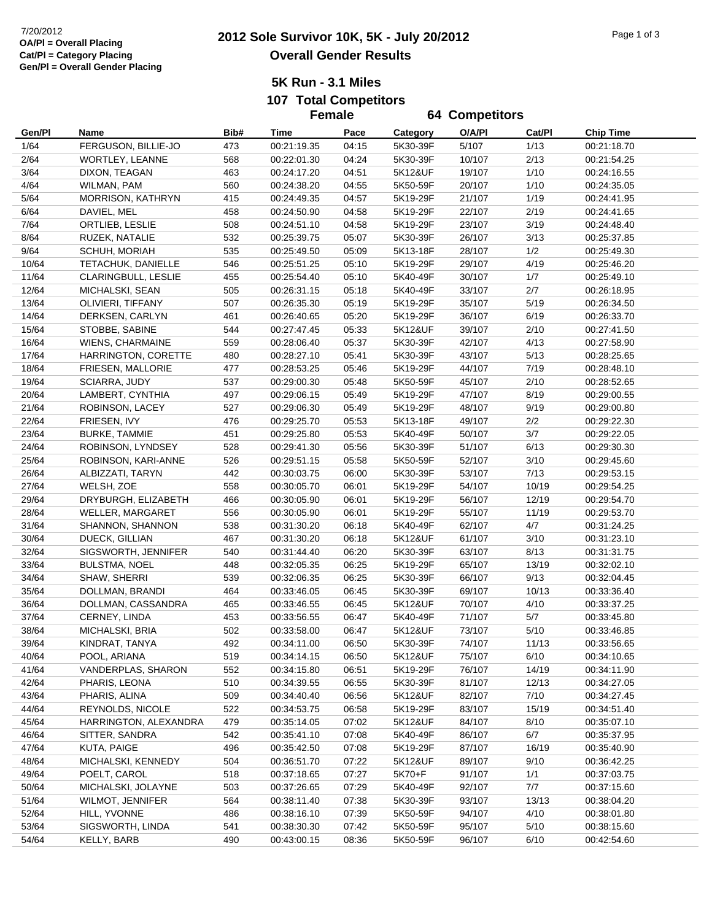7/20/2012
**OA/Pl = Overall Placing**
**Cat/Pl = Category Placing**
**Gen/Pl = Overall Gender Placing**

# 2012 Sole Survivor 10K, 5K - July 20/2012

## Overall Gender Results

### 5K Run - 3.1 Miles

### 107 Total Competitors

### Female 64 Competitors

| Gen/Pl | Name | Bib# | Time | Pace | Category | O/A/Pl | Cat/Pl | Chip Time |
|---|---|---|---|---|---|---|---|---|
| 1/64 | FERGUSON, BILLIE-JO | 473 | 00:21:19.35 | 04:15 | 5K30-39F | 5/107 | 1/13 | 00:21:18.70 |
| 2/64 | WORTLEY, LEANNE | 568 | 00:22:01.30 | 04:24 | 5K30-39F | 10/107 | 2/13 | 00:21:54.25 |
| 3/64 | DIXON, TEAGAN | 463 | 00:24:17.20 | 04:51 | 5K12&UF | 19/107 | 1/10 | 00:24:16.55 |
| 4/64 | WILMAN, PAM | 560 | 00:24:38.20 | 04:55 | 5K50-59F | 20/107 | 1/10 | 00:24:35.05 |
| 5/64 | MORRISON, KATHRYN | 415 | 00:24:49.35 | 04:57 | 5K19-29F | 21/107 | 1/19 | 00:24:41.95 |
| 6/64 | DAVIEL, MEL | 458 | 00:24:50.90 | 04:58 | 5K19-29F | 22/107 | 2/19 | 00:24:41.65 |
| 7/64 | ORTLIEB, LESLIE | 508 | 00:24:51.10 | 04:58 | 5K19-29F | 23/107 | 3/19 | 00:24:48.40 |
| 8/64 | RUZEK, NATALIE | 532 | 00:25:39.75 | 05:07 | 5K30-39F | 26/107 | 3/13 | 00:25:37.85 |
| 9/64 | SCHUH, MORIAH | 535 | 00:25:49.50 | 05:09 | 5K13-18F | 28/107 | 1/2 | 00:25:49.30 |
| 10/64 | TETACHUK, DANIELLE | 546 | 00:25:51.25 | 05:10 | 5K19-29F | 29/107 | 4/19 | 00:25:46.20 |
| 11/64 | CLARINGBULL, LESLIE | 455 | 00:25:54.40 | 05:10 | 5K40-49F | 30/107 | 1/7 | 00:25:49.10 |
| 12/64 | MICHALSKI, SEAN | 505 | 00:26:31.15 | 05:18 | 5K40-49F | 33/107 | 2/7 | 00:26:18.95 |
| 13/64 | OLIVIERI, TIFFANY | 507 | 00:26:35.30 | 05:19 | 5K19-29F | 35/107 | 5/19 | 00:26:34.50 |
| 14/64 | DERKSEN, CARLYN | 461 | 00:26:40.65 | 05:20 | 5K19-29F | 36/107 | 6/19 | 00:26:33.70 |
| 15/64 | STOBBE, SABINE | 544 | 00:27:47.45 | 05:33 | 5K12&UF | 39/107 | 2/10 | 00:27:41.50 |
| 16/64 | WIENS, CHARMAINE | 559 | 00:28:06.40 | 05:37 | 5K30-39F | 42/107 | 4/13 | 00:27:58.90 |
| 17/64 | HARRINGTON, CORETTE | 480 | 00:28:27.10 | 05:41 | 5K30-39F | 43/107 | 5/13 | 00:28:25.65 |
| 18/64 | FRIESEN, MALLORIE | 477 | 00:28:53.25 | 05:46 | 5K19-29F | 44/107 | 7/19 | 00:28:48.10 |
| 19/64 | SCIARRA, JUDY | 537 | 00:29:00.30 | 05:48 | 5K50-59F | 45/107 | 2/10 | 00:28:52.65 |
| 20/64 | LAMBERT, CYNTHIA | 497 | 00:29:06.15 | 05:49 | 5K19-29F | 47/107 | 8/19 | 00:29:00.55 |
| 21/64 | ROBINSON, LACEY | 527 | 00:29:06.30 | 05:49 | 5K19-29F | 48/107 | 9/19 | 00:29:00.80 |
| 22/64 | FRIESEN, IVY | 476 | 00:29:25.70 | 05:53 | 5K13-18F | 49/107 | 2/2 | 00:29:22.30 |
| 23/64 | BURKE, TAMMIE | 451 | 00:29:25.80 | 05:53 | 5K40-49F | 50/107 | 3/7 | 00:29:22.05 |
| 24/64 | ROBINSON, LYNDSEY | 528 | 00:29:41.30 | 05:56 | 5K30-39F | 51/107 | 6/13 | 00:29:30.30 |
| 25/64 | ROBINSON, KARI-ANNE | 526 | 00:29:51.15 | 05:58 | 5K50-59F | 52/107 | 3/10 | 00:29:45.60 |
| 26/64 | ALBIZZATI, TARYN | 442 | 00:30:03.75 | 06:00 | 5K30-39F | 53/107 | 7/13 | 00:29:53.15 |
| 27/64 | WELSH, ZOE | 558 | 00:30:05.70 | 06:01 | 5K19-29F | 54/107 | 10/19 | 00:29:54.25 |
| 29/64 | DRYBURGH, ELIZABETH | 466 | 00:30:05.90 | 06:01 | 5K19-29F | 56/107 | 12/19 | 00:29:54.70 |
| 28/64 | WELLER, MARGARET | 556 | 00:30:05.90 | 06:01 | 5K19-29F | 55/107 | 11/19 | 00:29:53.70 |
| 31/64 | SHANNON, SHANNON | 538 | 00:31:30.20 | 06:18 | 5K40-49F | 62/107 | 4/7 | 00:31:24.25 |
| 30/64 | DUECK, GILLIAN | 467 | 00:31:30.20 | 06:18 | 5K12&UF | 61/107 | 3/10 | 00:31:23.10 |
| 32/64 | SIGSWORTH, JENNIFER | 540 | 00:31:44.40 | 06:20 | 5K30-39F | 63/107 | 8/13 | 00:31:31.75 |
| 33/64 | BULTSMA, NOEL | 448 | 00:32:05.35 | 06:25 | 5K19-29F | 65/107 | 13/19 | 00:32:02.10 |
| 34/64 | SHAW, SHERRI | 539 | 00:32:06.35 | 06:25 | 5K30-39F | 66/107 | 9/13 | 00:32:04.45 |
| 35/64 | DOLLMAN, BRANDI | 464 | 00:33:46.05 | 06:45 | 5K30-39F | 69/107 | 10/13 | 00:33:36.40 |
| 36/64 | DOLLMAN, CASSANDRA | 465 | 00:33:46.55 | 06:45 | 5K12&UF | 70/107 | 4/10 | 00:33:37.25 |
| 37/64 | CERNEY, LINDA | 453 | 00:33:56.55 | 06:47 | 5K40-49F | 71/107 | 5/7 | 00:33:45.80 |
| 38/64 | MICHALSKI, BRIA | 502 | 00:33:58.00 | 06:47 | 5K12&UF | 73/107 | 5/10 | 00:33:46.85 |
| 39/64 | KINDRAT, TANYA | 492 | 00:34:11.00 | 06:50 | 5K30-39F | 74/107 | 11/13 | 00:33:56.65 |
| 40/64 | POOL, ARIANA | 519 | 00:34:14.15 | 06:50 | 5K12&UF | 75/107 | 6/10 | 00:34:10.65 |
| 41/64 | VANDERPLAS, SHARON | 552 | 00:34:15.80 | 06:51 | 5K19-29F | 76/107 | 14/19 | 00:34:11.90 |
| 42/64 | PHARIS, LEONA | 510 | 00:34:39.55 | 06:55 | 5K30-39F | 81/107 | 12/13 | 00:34:27.05 |
| 43/64 | PHARIS, ALINA | 509 | 00:34:40.40 | 06:56 | 5K12&UF | 82/107 | 7/10 | 00:34:27.45 |
| 44/64 | REYNOLDS, NICOLE | 522 | 00:34:53.75 | 06:58 | 5K19-29F | 83/107 | 15/19 | 00:34:51.40 |
| 45/64 | HARRINGTON, ALEXANDRA | 479 | 00:35:14.05 | 07:02 | 5K12&UF | 84/107 | 8/10 | 00:35:07.10 |
| 46/64 | SITTER, SANDRA | 542 | 00:35:41.10 | 07:08 | 5K40-49F | 86/107 | 6/7 | 00:35:37.95 |
| 47/64 | KUTA, PAIGE | 496 | 00:35:42.50 | 07:08 | 5K19-29F | 87/107 | 16/19 | 00:35:40.90 |
| 48/64 | MICHALSKI, KENNEDY | 504 | 00:36:51.70 | 07:22 | 5K12&UF | 89/107 | 9/10 | 00:36:42.25 |
| 49/64 | POELT, CAROL | 518 | 00:37:18.65 | 07:27 | 5K70+F | 91/107 | 1/1 | 00:37:03.75 |
| 50/64 | MICHALSKI, JOLAYNE | 503 | 00:37:26.65 | 07:29 | 5K40-49F | 92/107 | 7/7 | 00:37:15.60 |
| 51/64 | WILMOT, JENNIFER | 564 | 00:38:11.40 | 07:38 | 5K30-39F | 93/107 | 13/13 | 00:38:04.20 |
| 52/64 | HILL, YVONNE | 486 | 00:38:16.10 | 07:39 | 5K50-59F | 94/107 | 4/10 | 00:38:01.80 |
| 53/64 | SIGSWORTH, LINDA | 541 | 00:38:30.30 | 07:42 | 5K50-59F | 95/107 | 5/10 | 00:38:15.60 |
| 54/64 | KELLY, BARB | 490 | 00:43:00.15 | 08:36 | 5K50-59F | 96/107 | 6/10 | 00:42:54.60 |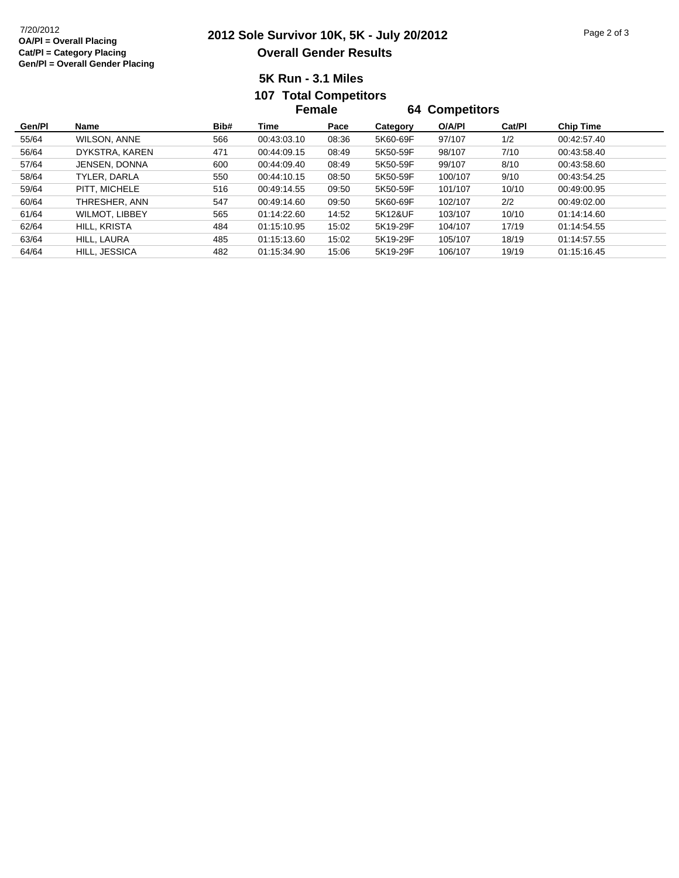7/20/2012
**OA/Pl = Overall Placing**
**Cat/Pl = Category Placing**
**Gen/Pl = Overall Gender Placing**

# 2012 Sole Survivor 10K, 5K - July 20/2012

## Overall Gender Results

### 5K Run - 3.1 Miles

### 107 Total Competitors

**Female** **64 Competitors**

| Gen/Pl | Name | Bib# | Time | Pace | Category | O/A/Pl | Cat/Pl | Chip Time |
|---|---|---|---|---|---|---|---|---|
| 55/64 | WILSON, ANNE | 566 | 00:43:03.10 | 08:36 | 5K60-69F | 97/107 | 1/2 | 00:42:57.40 |
| 56/64 | DYKSTRA, KAREN | 471 | 00:44:09.15 | 08:49 | 5K50-59F | 98/107 | 7/10 | 00:43:58.40 |
| 57/64 | JENSEN, DONNA | 600 | 00:44:09.40 | 08:49 | 5K50-59F | 99/107 | 8/10 | 00:43:58.60 |
| 58/64 | TYLER, DARLA | 550 | 00:44:10.15 | 08:50 | 5K50-59F | 100/107 | 9/10 | 00:43:54.25 |
| 59/64 | PITT, MICHELE | 516 | 00:49:14.55 | 09:50 | 5K50-59F | 101/107 | 10/10 | 00:49:00.95 |
| 60/64 | THRESHER, ANN | 547 | 00:49:14.60 | 09:50 | 5K60-69F | 102/107 | 2/2 | 00:49:02.00 |
| 61/64 | WILMOT, LIBBEY | 565 | 01:14:22.60 | 14:52 | 5K12&UF | 103/107 | 10/10 | 01:14:14.60 |
| 62/64 | HILL, KRISTA | 484 | 01:15:10.95 | 15:02 | 5K19-29F | 104/107 | 17/19 | 01:14:54.55 |
| 63/64 | HILL, LAURA | 485 | 01:15:13.60 | 15:02 | 5K19-29F | 105/107 | 18/19 | 01:14:57.55 |
| 64/64 | HILL, JESSICA | 482 | 01:15:34.90 | 15:06 | 5K19-29F | 106/107 | 19/19 | 01:15:16.45 |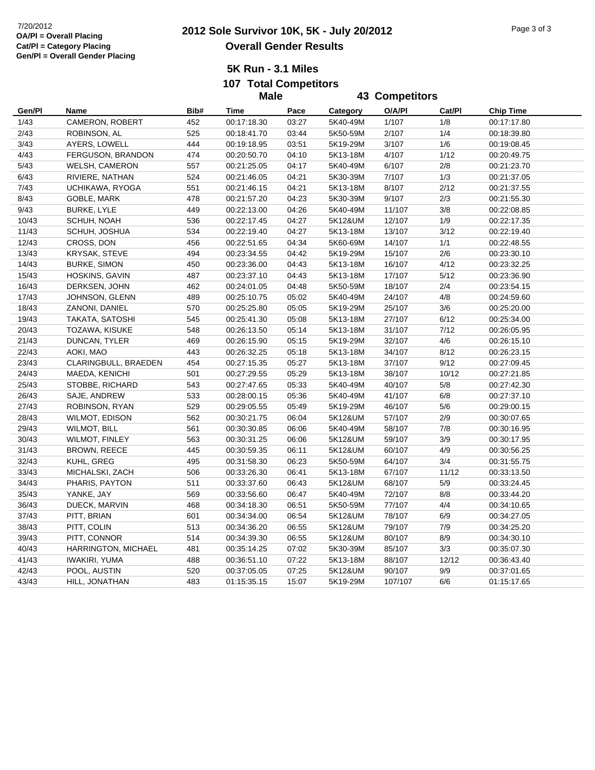7/20/2012
**OA/Pl = Overall Placing**
**Cat/Pl = Category Placing**
**Gen/Pl = Overall Gender Placing**

# 2012 Sole Survivor 10K, 5K - July 20/2012

## Overall Gender Results

### 5K Run - 3.1 Miles

### 107 Total Competitors

**Male** **43 Competitors**

| Gen/Pl | Name | Bib# | Time | Pace | Category | O/A/Pl | Cat/Pl | Chip Time |
|---|---|---|---|---|---|---|---|---|
| 1/43 | CAMERON, ROBERT | 452 | 00:17:18.30 | 03:27 | 5K40-49M | 1/107 | 1/8 | 00:17:17.80 |
| 2/43 | ROBINSON, AL | 525 | 00:18:41.70 | 03:44 | 5K50-59M | 2/107 | 1/4 | 00:18:39.80 |
| 3/43 | AYERS, LOWELL | 444 | 00:19:18.95 | 03:51 | 5K19-29M | 3/107 | 1/6 | 00:19:08.45 |
| 4/43 | FERGUSON, BRANDON | 474 | 00:20:50.70 | 04:10 | 5K13-18M | 4/107 | 1/12 | 00:20:49.75 |
| 5/43 | WELSH, CAMERON | 557 | 00:21:25.05 | 04:17 | 5K40-49M | 6/107 | 2/8 | 00:21:23.70 |
| 6/43 | RIVIERE, NATHAN | 524 | 00:21:46.05 | 04:21 | 5K30-39M | 7/107 | 1/3 | 00:21:37.05 |
| 7/43 | UCHIKAWA, RYOGA | 551 | 00:21:46.15 | 04:21 | 5K13-18M | 8/107 | 2/12 | 00:21:37.55 |
| 8/43 | GOBLE, MARK | 478 | 00:21:57.20 | 04:23 | 5K30-39M | 9/107 | 2/3 | 00:21:55.30 |
| 9/43 | BURKE, LYLE | 449 | 00:22:13.00 | 04:26 | 5K40-49M | 11/107 | 3/8 | 00:22:08.85 |
| 10/43 | SCHUH, NOAH | 536 | 00:22:17.45 | 04:27 | 5K12&UM | 12/107 | 1/9 | 00:22:17.35 |
| 11/43 | SCHUH, JOSHUA | 534 | 00:22:19.40 | 04:27 | 5K13-18M | 13/107 | 3/12 | 00:22:19.40 |
| 12/43 | CROSS, DON | 456 | 00:22:51.65 | 04:34 | 5K60-69M | 14/107 | 1/1 | 00:22:48.55 |
| 13/43 | KRYSAK, STEVE | 494 | 00:23:34.55 | 04:42 | 5K19-29M | 15/107 | 2/6 | 00:23:30.10 |
| 14/43 | BURKE, SIMON | 450 | 00:23:36.00 | 04:43 | 5K13-18M | 16/107 | 4/12 | 00:23:32.25 |
| 15/43 | HOSKINS, GAVIN | 487 | 00:23:37.10 | 04:43 | 5K13-18M | 17/107 | 5/12 | 00:23:36.90 |
| 16/43 | DERKSEN, JOHN | 462 | 00:24:01.05 | 04:48 | 5K50-59M | 18/107 | 2/4 | 00:23:54.15 |
| 17/43 | JOHNSON, GLENN | 489 | 00:25:10.75 | 05:02 | 5K40-49M | 24/107 | 4/8 | 00:24:59.60 |
| 18/43 | ZANONI, DANIEL | 570 | 00:25:25.80 | 05:05 | 5K19-29M | 25/107 | 3/6 | 00:25:20.00 |
| 19/43 | TAKATA, SATOSHI | 545 | 00:25:41.30 | 05:08 | 5K13-18M | 27/107 | 6/12 | 00:25:34.00 |
| 20/43 | TOZAWA, KISUKE | 548 | 00:26:13.50 | 05:14 | 5K13-18M | 31/107 | 7/12 | 00:26:05.95 |
| 21/43 | DUNCAN, TYLER | 469 | 00:26:15.90 | 05:15 | 5K19-29M | 32/107 | 4/6 | 00:26:15.10 |
| 22/43 | AOKI, MAO | 443 | 00:26:32.25 | 05:18 | 5K13-18M | 34/107 | 8/12 | 00:26:23.15 |
| 23/43 | CLARINGBULL, BRAEDEN | 454 | 00:27:15.35 | 05:27 | 5K13-18M | 37/107 | 9/12 | 00:27:09.45 |
| 24/43 | MAEDA, KENICHI | 501 | 00:27:29.55 | 05:29 | 5K13-18M | 38/107 | 10/12 | 00:27:21.85 |
| 25/43 | STOBBE, RICHARD | 543 | 00:27:47.65 | 05:33 | 5K40-49M | 40/107 | 5/8 | 00:27:42.30 |
| 26/43 | SAJE, ANDREW | 533 | 00:28:00.15 | 05:36 | 5K40-49M | 41/107 | 6/8 | 00:27:37.10 |
| 27/43 | ROBINSON, RYAN | 529 | 00:29:05.55 | 05:49 | 5K19-29M | 46/107 | 5/6 | 00:29:00.15 |
| 28/43 | WILMOT, EDISON | 562 | 00:30:21.75 | 06:04 | 5K12&UM | 57/107 | 2/9 | 00:30:07.65 |
| 29/43 | WILMOT, BILL | 561 | 00:30:30.85 | 06:06 | 5K40-49M | 58/107 | 7/8 | 00:30:16.95 |
| 30/43 | WILMOT, FINLEY | 563 | 00:30:31.25 | 06:06 | 5K12&UM | 59/107 | 3/9 | 00:30:17.95 |
| 31/43 | BROWN, REECE | 445 | 00:30:59.35 | 06:11 | 5K12&UM | 60/107 | 4/9 | 00:30:56.25 |
| 32/43 | KUHL, GREG | 495 | 00:31:58.30 | 06:23 | 5K50-59M | 64/107 | 3/4 | 00:31:55.75 |
| 33/43 | MICHALSKI, ZACH | 506 | 00:33:26.30 | 06:41 | 5K13-18M | 67/107 | 11/12 | 00:33:13.50 |
| 34/43 | PHARIS, PAYTON | 511 | 00:33:37.60 | 06:43 | 5K12&UM | 68/107 | 5/9 | 00:33:24.45 |
| 35/43 | YANKE, JAY | 569 | 00:33:56.60 | 06:47 | 5K40-49M | 72/107 | 8/8 | 00:33:44.20 |
| 36/43 | DUECK, MARVIN | 468 | 00:34:18.30 | 06:51 | 5K50-59M | 77/107 | 4/4 | 00:34:10.65 |
| 37/43 | PITT, BRIAN | 601 | 00:34:34.00 | 06:54 | 5K12&UM | 78/107 | 6/9 | 00:34:27.05 |
| 38/43 | PITT, COLIN | 513 | 00:34:36.20 | 06:55 | 5K12&UM | 79/107 | 7/9 | 00:34:25.20 |
| 39/43 | PITT, CONNOR | 514 | 00:34:39.30 | 06:55 | 5K12&UM | 80/107 | 8/9 | 00:34:30.10 |
| 40/43 | HARRINGTON, MICHAEL | 481 | 00:35:14.25 | 07:02 | 5K30-39M | 85/107 | 3/3 | 00:35:07.30 |
| 41/43 | IWAKIRI, YUMA | 488 | 00:36:51.10 | 07:22 | 5K13-18M | 88/107 | 12/12 | 00:36:43.40 |
| 42/43 | POOL, AUSTIN | 520 | 00:37:05.05 | 07:25 | 5K12&UM | 90/107 | 9/9 | 00:37:01.65 |
| 43/43 | HILL, JONATHAN | 483 | 01:15:35.15 | 15:07 | 5K19-29M | 107/107 | 6/6 | 01:15:17.65 |